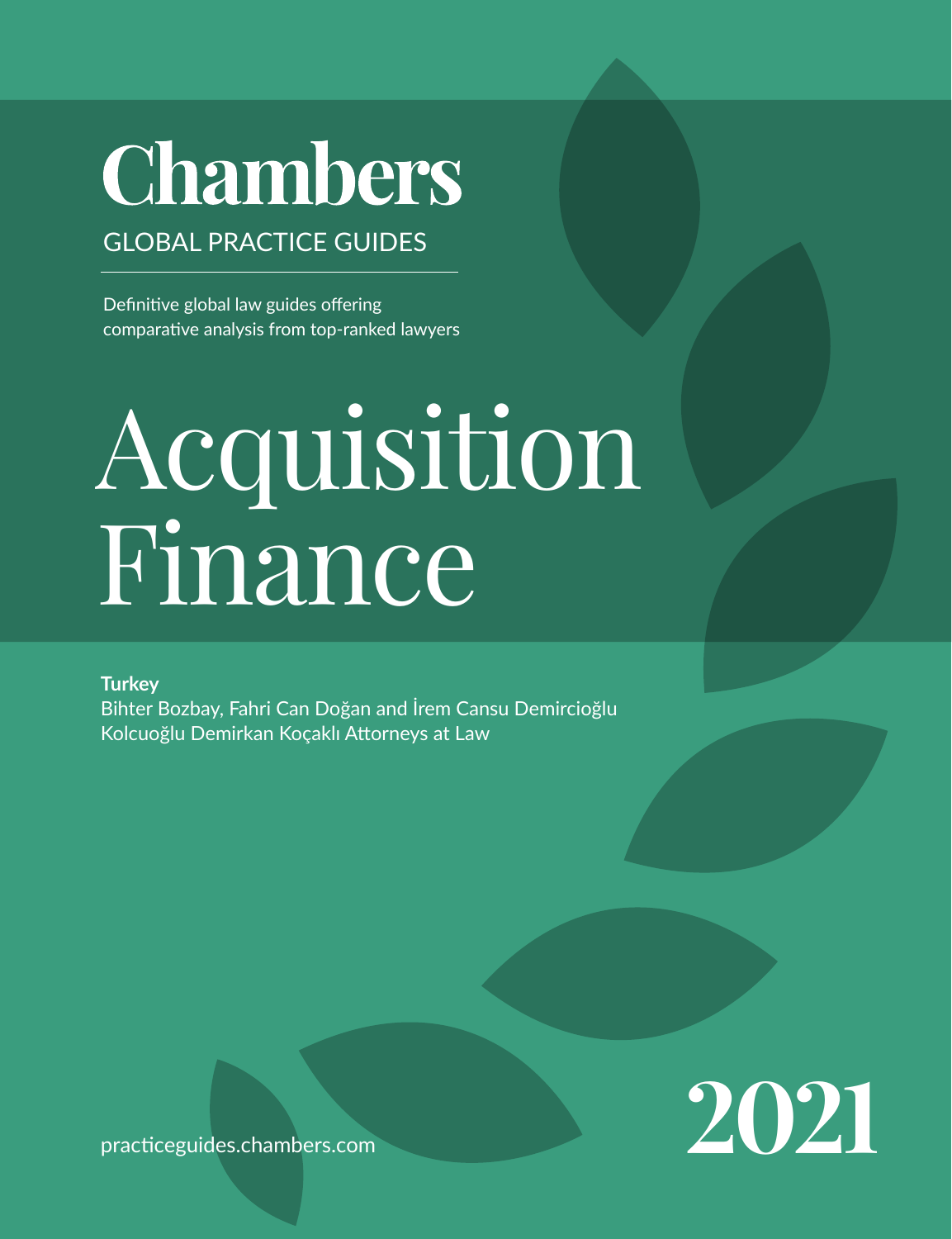# Chambers

GLOBAL PRACTICE GUIDES

Definitive global law guides offering comparative analysis from top-ranked lawyers

# Acquisition Finance

**Turkey**
Bihter Bozbay, Fahri Can Doğan and İrem Cansu Demircioğlu
Kolcuoğlu Demirkan Koçaklı Attorneys at Law

practiceguides.chambers.com

2021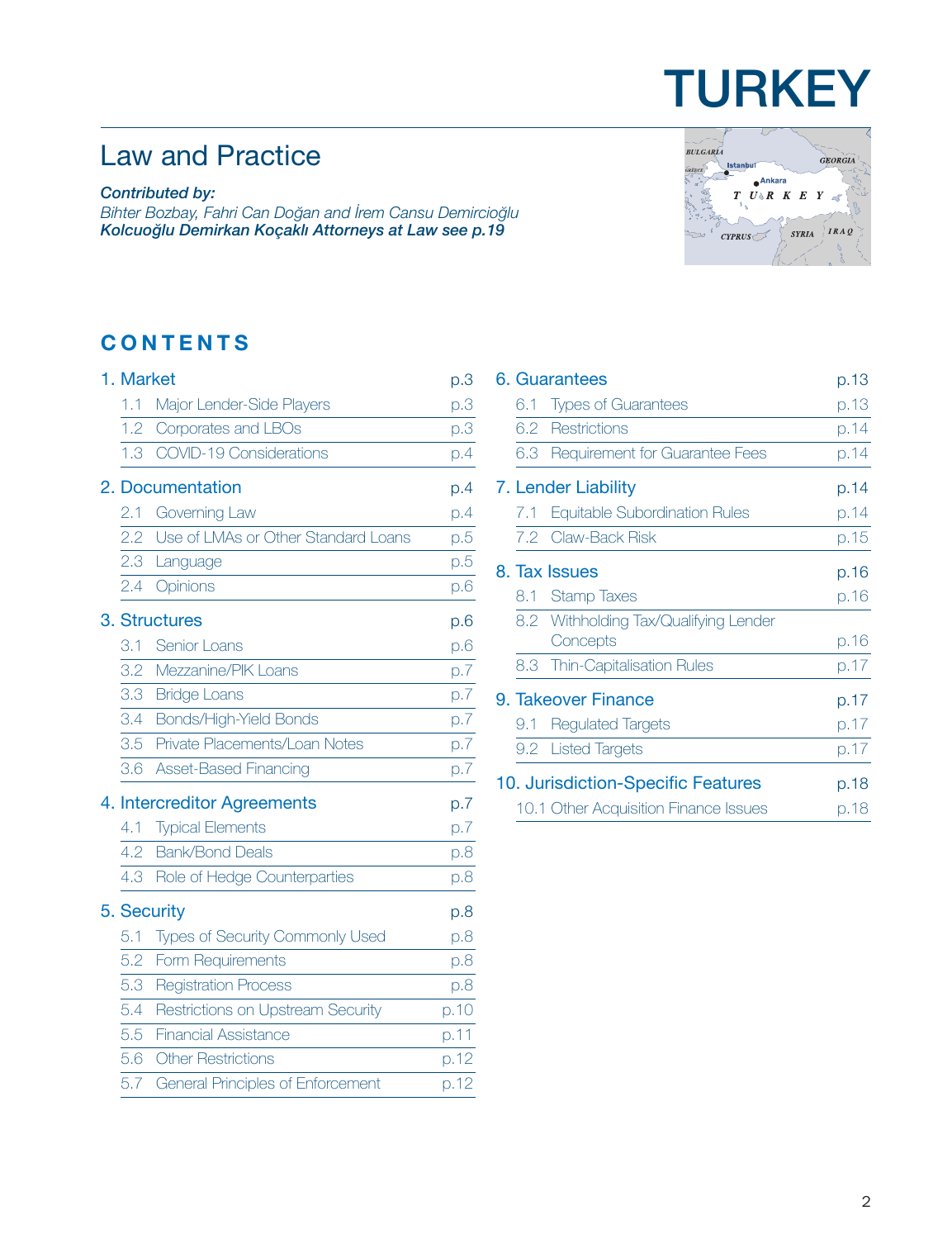# TURKEY

## Law and Practice

***Contributed by:***
*Bihter Bozbay, Fahri Can Doğan and İrem Cansu Demircioğlu*
***Kolcuoğlu Demirkan Koçaklı Attorneys at Law see p.19***

## CONTENTS

**1. Market** p.3
- 1.1 Major Lender-Side Players p.3
- 1.2 Corporates and LBOs p.3
- 1.3 COVID-19 Considerations p.4

**2. Documentation** p.4
- 2.1 Governing Law p.4
- 2.2 Use of LMAs or Other Standard Loans p.5
- 2.3 Language p.5
- 2.4 Opinions p.6

**3. Structures** p.6
- 3.1 Senior Loans p.6
- 3.2 Mezzanine/PIK Loans p.7
- 3.3 Bridge Loans p.7
- 3.4 Bonds/High-Yield Bonds p.7
- 3.5 Private Placements/Loan Notes p.7
- 3.6 Asset-Based Financing p.7

**4. Intercreditor Agreements** p.7
- 4.1 Typical Elements p.7
- 4.2 Bank/Bond Deals p.8
- 4.3 Role of Hedge Counterparties p.8

**5. Security** p.8
- 5.1 Types of Security Commonly Used p.8
- 5.2 Form Requirements p.8
- 5.3 Registration Process p.8
- 5.4 Restrictions on Upstream Security p.10
- 5.5 Financial Assistance p.11
- 5.6 Other Restrictions p.12
- 5.7 General Principles of Enforcement p.12

**6. Guarantees** p.13
- 6.1 Types of Guarantees p.13
- 6.2 Restrictions p.14
- 6.3 Requirement for Guarantee Fees p.14

**7. Lender Liability** p.14
- 7.1 Equitable Subordination Rules p.14
- 7.2 Claw-Back Risk p.15

**8. Tax Issues** p.16
- 8.1 Stamp Taxes p.16
- 8.2 Withholding Tax/Qualifying Lender Concepts p.16
- 8.3 Thin-Capitalisation Rules p.17

**9. Takeover Finance** p.17
- 9.1 Regulated Targets p.17
- 9.2 Listed Targets p.17

**10. Jurisdiction-Specific Features** p.18
- 10.1 Other Acquisition Finance Issues p.18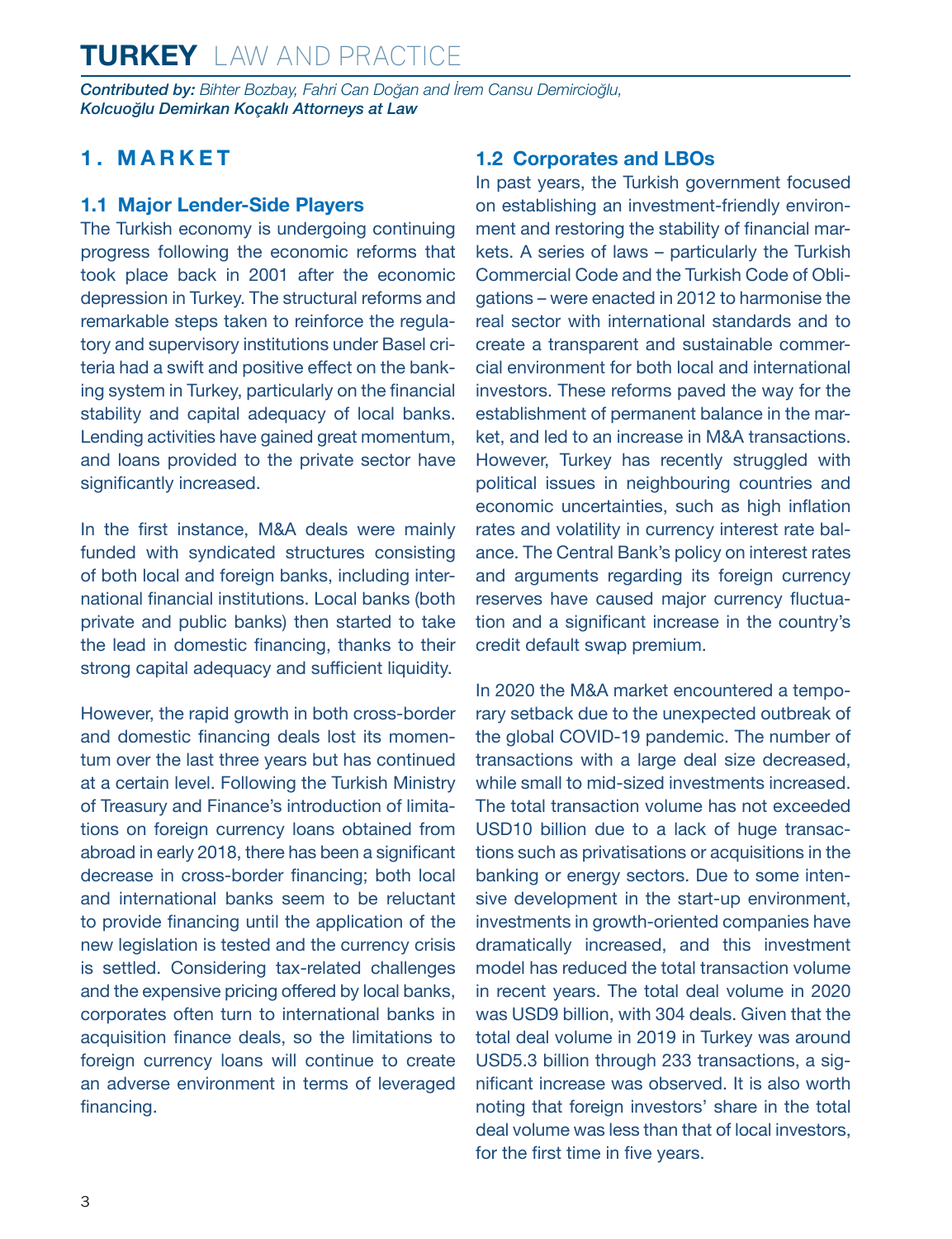## 1. MARKET

### 1.1 Major Lender-Side Players

The Turkish economy is undergoing continuing progress following the economic reforms that took place back in 2001 after the economic depression in Turkey. The structural reforms and remarkable steps taken to reinforce the regulatory and supervisory institutions under Basel criteria had a swift and positive effect on the banking system in Turkey, particularly on the financial stability and capital adequacy of local banks. Lending activities have gained great momentum, and loans provided to the private sector have significantly increased.

In the first instance, M&A deals were mainly funded with syndicated structures consisting of both local and foreign banks, including international financial institutions. Local banks (both private and public banks) then started to take the lead in domestic financing, thanks to their strong capital adequacy and sufficient liquidity.

However, the rapid growth in both cross-border and domestic financing deals lost its momentum over the last three years but has continued at a certain level. Following the Turkish Ministry of Treasury and Finance's introduction of limitations on foreign currency loans obtained from abroad in early 2018, there has been a significant decrease in cross-border financing; both local and international banks seem to be reluctant to provide financing until the application of the new legislation is tested and the currency crisis is settled. Considering tax-related challenges and the expensive pricing offered by local banks, corporates often turn to international banks in acquisition finance deals, so the limitations to foreign currency loans will continue to create an adverse environment in terms of leveraged financing.

### 1.2 Corporates and LBOs

In past years, the Turkish government focused on establishing an investment-friendly environment and restoring the stability of financial markets. A series of laws – particularly the Turkish Commercial Code and the Turkish Code of Obligations – were enacted in 2012 to harmonise the real sector with international standards and to create a transparent and sustainable commercial environment for both local and international investors. These reforms paved the way for the establishment of permanent balance in the market, and led to an increase in M&A transactions. However, Turkey has recently struggled with political issues in neighbouring countries and economic uncertainties, such as high inflation rates and volatility in currency interest rate balance. The Central Bank's policy on interest rates and arguments regarding its foreign currency reserves have caused major currency fluctuation and a significant increase in the country's credit default swap premium.

In 2020 the M&A market encountered a temporary setback due to the unexpected outbreak of the global COVID-19 pandemic. The number of transactions with a large deal size decreased, while small to mid-sized investments increased. The total transaction volume has not exceeded USD10 billion due to a lack of huge transactions such as privatisations or acquisitions in the banking or energy sectors. Due to some intensive development in the start-up environment, investments in growth-oriented companies have dramatically increased, and this investment model has reduced the total transaction volume in recent years. The total deal volume in 2020 was USD9 billion, with 304 deals. Given that the total deal volume in 2019 in Turkey was around USD5.3 billion through 233 transactions, a significant increase was observed. It is also worth noting that foreign investors' share in the total deal volume was less than that of local investors, for the first time in five years.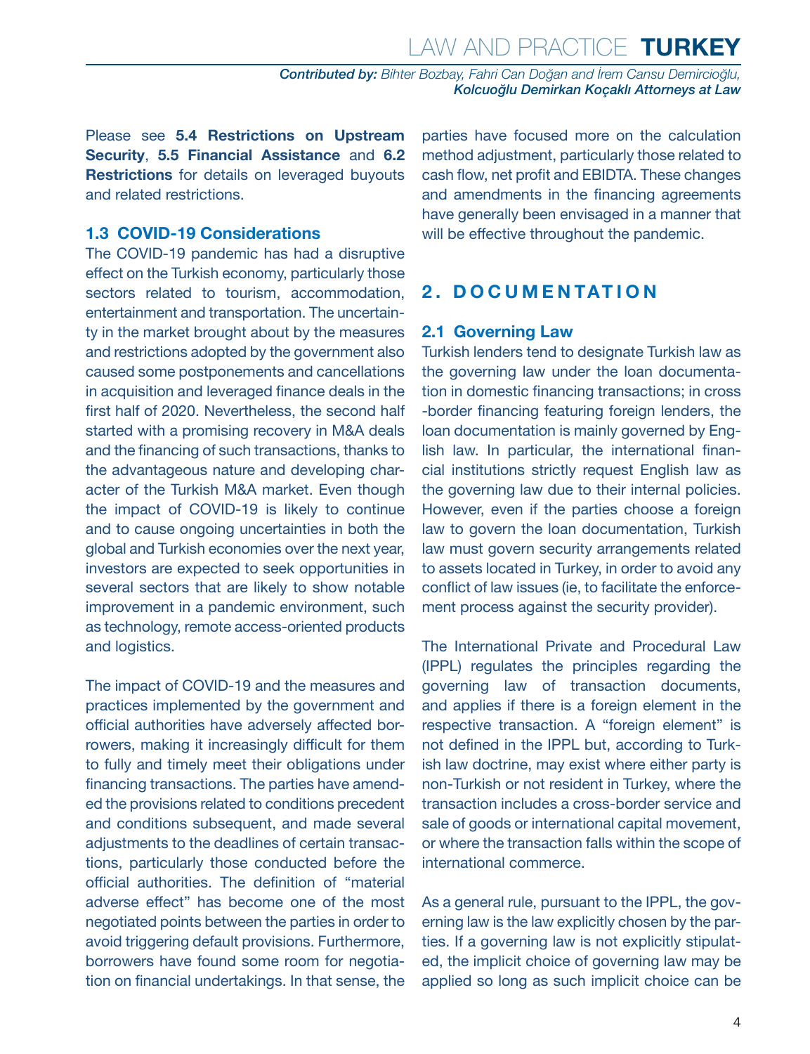Please see **5.4 Restrictions on Upstream Security**, **5.5 Financial Assistance** and **6.2 Restrictions** for details on leveraged buyouts and related restrictions.

### 1.3 COVID-19 Considerations

The COVID-19 pandemic has had a disruptive effect on the Turkish economy, particularly those sectors related to tourism, accommodation, entertainment and transportation. The uncertainty in the market brought about by the measures and restrictions adopted by the government also caused some postponements and cancellations in acquisition and leveraged finance deals in the first half of 2020. Nevertheless, the second half started with a promising recovery in M&A deals and the financing of such transactions, thanks to the advantageous nature and developing character of the Turkish M&A market. Even though the impact of COVID-19 is likely to continue and to cause ongoing uncertainties in both the global and Turkish economies over the next year, investors are expected to seek opportunities in several sectors that are likely to show notable improvement in a pandemic environment, such as technology, remote access-oriented products and logistics.

The impact of COVID-19 and the measures and practices implemented by the government and official authorities have adversely affected borrowers, making it increasingly difficult for them to fully and timely meet their obligations under financing transactions. The parties have amended the provisions related to conditions precedent and conditions subsequent, and made several adjustments to the deadlines of certain transactions, particularly those conducted before the official authorities. The definition of "material adverse effect" has become one of the most negotiated points between the parties in order to avoid triggering default provisions. Furthermore, borrowers have found some room for negotiation on financial undertakings. In that sense, the parties have focused more on the calculation method adjustment, particularly those related to cash flow, net profit and EBIDTA. These changes and amendments in the financing agreements have generally been envisaged in a manner that will be effective throughout the pandemic.

## 2. DOCUMENTATION

### 2.1 Governing Law

Turkish lenders tend to designate Turkish law as the governing law under the loan documentation in domestic financing transactions; in cross-border financing featuring foreign lenders, the loan documentation is mainly governed by English law. In particular, the international financial institutions strictly request English law as the governing law due to their internal policies. However, even if the parties choose a foreign law to govern the loan documentation, Turkish law must govern security arrangements related to assets located in Turkey, in order to avoid any conflict of law issues (ie, to facilitate the enforcement process against the security provider).

The International Private and Procedural Law (IPPL) regulates the principles regarding the governing law of transaction documents, and applies if there is a foreign element in the respective transaction. A "foreign element" is not defined in the IPPL but, according to Turkish law doctrine, may exist where either party is non-Turkish or not resident in Turkey, where the transaction includes a cross-border service and sale of goods or international capital movement, or where the transaction falls within the scope of international commerce.

As a general rule, pursuant to the IPPL, the governing law is the law explicitly chosen by the parties. If a governing law is not explicitly stipulated, the implicit choice of governing law may be applied so long as such implicit choice can be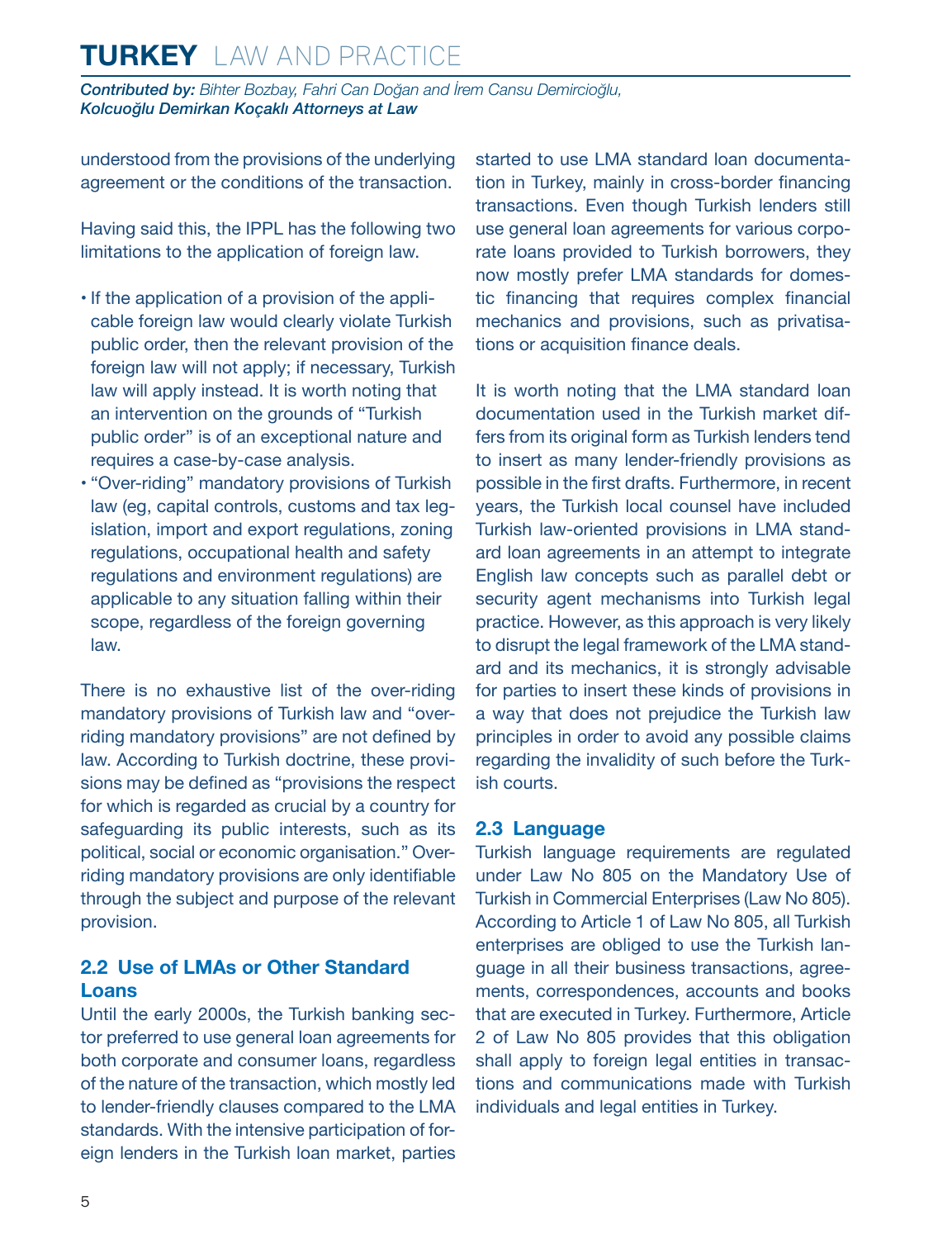understood from the provisions of the underlying agreement or the conditions of the transaction.

Having said this, the IPPL has the following two limitations to the application of foreign law.

- If the application of a provision of the applicable foreign law would clearly violate Turkish public order, then the relevant provision of the foreign law will not apply; if necessary, Turkish law will apply instead. It is worth noting that an intervention on the grounds of "Turkish public order" is of an exceptional nature and requires a case-by-case analysis.
- "Over-riding" mandatory provisions of Turkish law (eg, capital controls, customs and tax legislation, import and export regulations, zoning regulations, occupational health and safety regulations and environment regulations) are applicable to any situation falling within their scope, regardless of the foreign governing law.

There is no exhaustive list of the over-riding mandatory provisions of Turkish law and "over-riding mandatory provisions" are not defined by law. According to Turkish doctrine, these provisions may be defined as "provisions the respect for which is regarded as crucial by a country for safeguarding its public interests, such as its political, social or economic organisation." Over-riding mandatory provisions are only identifiable through the subject and purpose of the relevant provision.

## 2.2 Use of LMAs or Other Standard Loans

Until the early 2000s, the Turkish banking sector preferred to use general loan agreements for both corporate and consumer loans, regardless of the nature of the transaction, which mostly led to lender-friendly clauses compared to the LMA standards. With the intensive participation of foreign lenders in the Turkish loan market, parties started to use LMA standard loan documentation in Turkey, mainly in cross-border financing transactions. Even though Turkish lenders still use general loan agreements for various corporate loans provided to Turkish borrowers, they now mostly prefer LMA standards for domestic financing that requires complex financial mechanics and provisions, such as privatisations or acquisition finance deals.

It is worth noting that the LMA standard loan documentation used in the Turkish market differs from its original form as Turkish lenders tend to insert as many lender-friendly provisions as possible in the first drafts. Furthermore, in recent years, the Turkish local counsel have included Turkish law-oriented provisions in LMA standard loan agreements in an attempt to integrate English law concepts such as parallel debt or security agent mechanisms into Turkish legal practice. However, as this approach is very likely to disrupt the legal framework of the LMA standard and its mechanics, it is strongly advisable for parties to insert these kinds of provisions in a way that does not prejudice the Turkish law principles in order to avoid any possible claims regarding the invalidity of such before the Turkish courts.

## 2.3 Language

Turkish language requirements are regulated under Law No 805 on the Mandatory Use of Turkish in Commercial Enterprises (Law No 805). According to Article 1 of Law No 805, all Turkish enterprises are obliged to use the Turkish language in all their business transactions, agreements, correspondences, accounts and books that are executed in Turkey. Furthermore, Article 2 of Law No 805 provides that this obligation shall apply to foreign legal entities in transactions and communications made with Turkish individuals and legal entities in Turkey.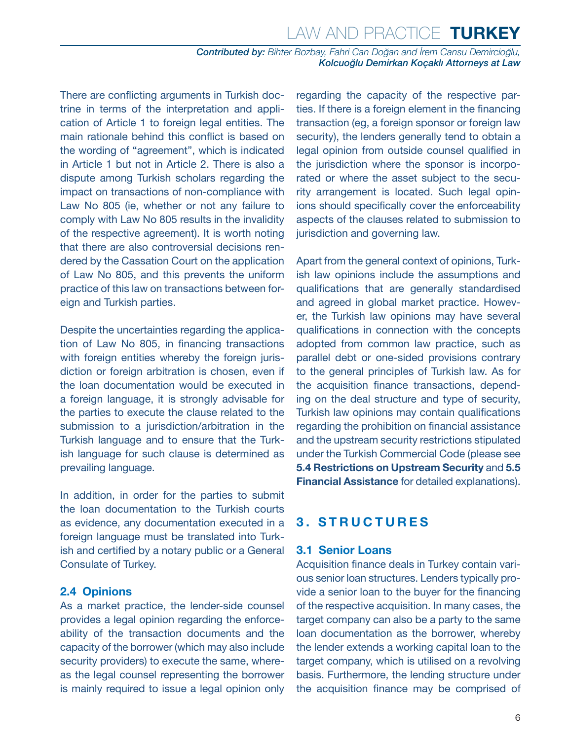There are conflicting arguments in Turkish doctrine in terms of the interpretation and application of Article 1 to foreign legal entities. The main rationale behind this conflict is based on the wording of "agreement", which is indicated in Article 1 but not in Article 2. There is also a dispute among Turkish scholars regarding the impact on transactions of non-compliance with Law No 805 (ie, whether or not any failure to comply with Law No 805 results in the invalidity of the respective agreement). It is worth noting that there are also controversial decisions rendered by the Cassation Court on the application of Law No 805, and this prevents the uniform practice of this law on transactions between foreign and Turkish parties.

Despite the uncertainties regarding the application of Law No 805, in financing transactions with foreign entities whereby the foreign jurisdiction or foreign arbitration is chosen, even if the loan documentation would be executed in a foreign language, it is strongly advisable for the parties to execute the clause related to the submission to a jurisdiction/arbitration in the Turkish language and to ensure that the Turkish language for such clause is determined as prevailing language.

In addition, in order for the parties to submit the loan documentation to the Turkish courts as evidence, any documentation executed in a foreign language must be translated into Turkish and certified by a notary public or a General Consulate of Turkey.

### 2.4 Opinions

As a market practice, the lender-side counsel provides a legal opinion regarding the enforceability of the transaction documents and the capacity of the borrower (which may also include security providers) to execute the same, whereas the legal counsel representing the borrower is mainly required to issue a legal opinion only regarding the capacity of the respective parties. If there is a foreign element in the financing transaction (eg, a foreign sponsor or foreign law security), the lenders generally tend to obtain a legal opinion from outside counsel qualified in the jurisdiction where the sponsor is incorporated or where the asset subject to the security arrangement is located. Such legal opinions should specifically cover the enforceability aspects of the clauses related to submission to jurisdiction and governing law.

Apart from the general context of opinions, Turkish law opinions include the assumptions and qualifications that are generally standardised and agreed in global market practice. However, the Turkish law opinions may have several qualifications in connection with the concepts adopted from common law practice, such as parallel debt or one-sided provisions contrary to the general principles of Turkish law. As for the acquisition finance transactions, depending on the deal structure and type of security, Turkish law opinions may contain qualifications regarding the prohibition on financial assistance and the upstream security restrictions stipulated under the Turkish Commercial Code (please see **5.4 Restrictions on Upstream Security** and **5.5 Financial Assistance** for detailed explanations).

## 3. STRUCTURES

### 3.1 Senior Loans

Acquisition finance deals in Turkey contain various senior loan structures. Lenders typically provide a senior loan to the buyer for the financing of the respective acquisition. In many cases, the target company can also be a party to the same loan documentation as the borrower, whereby the lender extends a working capital loan to the target company, which is utilised on a revolving basis. Furthermore, the lending structure under the acquisition finance may be comprised of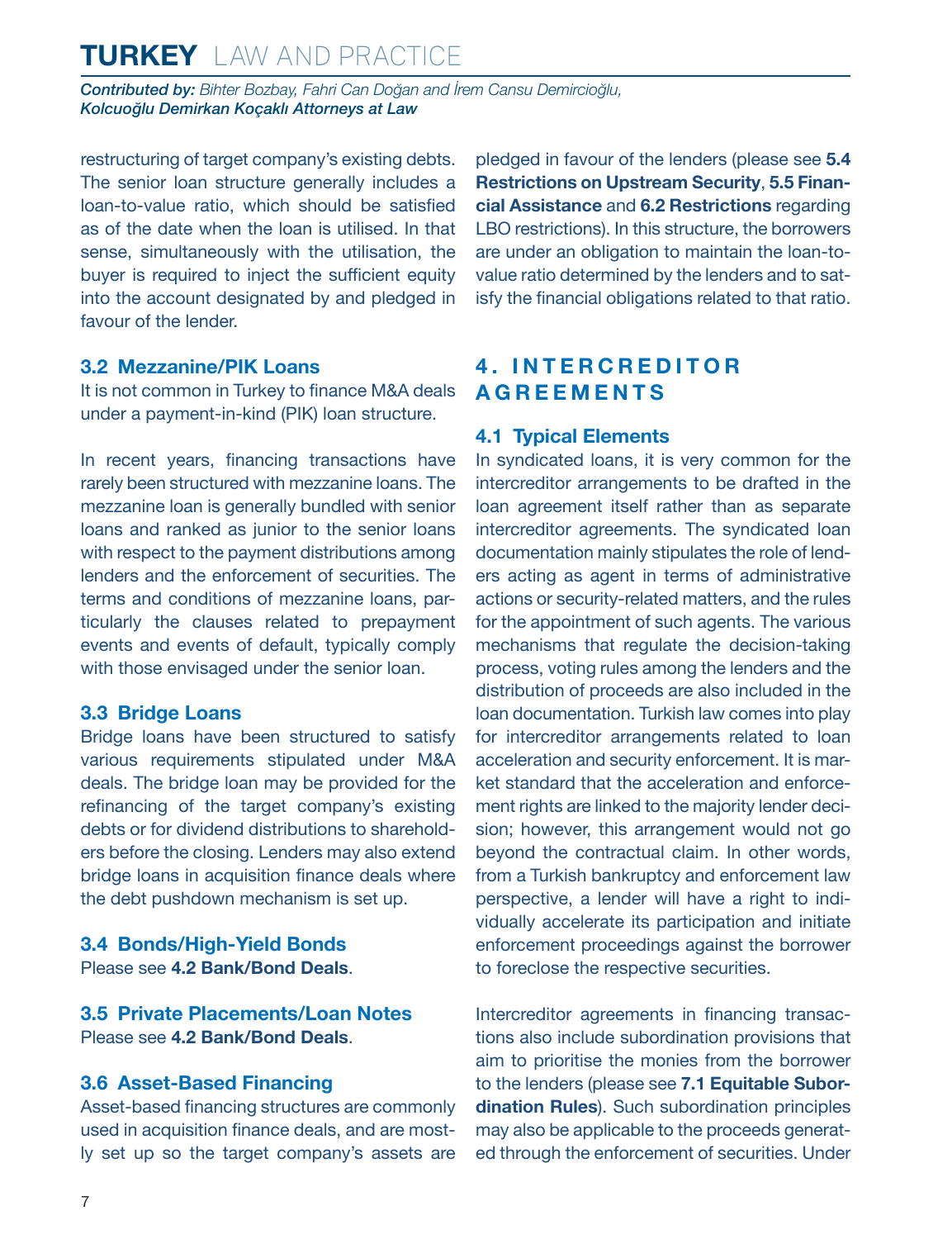restructuring of target company's existing debts. The senior loan structure generally includes a loan-to-value ratio, which should be satisfied as of the date when the loan is utilised. In that sense, simultaneously with the utilisation, the buyer is required to inject the sufficient equity into the account designated by and pledged in favour of the lender.

### 3.2 Mezzanine/PIK Loans

It is not common in Turkey to finance M&A deals under a payment-in-kind (PIK) loan structure.

In recent years, financing transactions have rarely been structured with mezzanine loans. The mezzanine loan is generally bundled with senior loans and ranked as junior to the senior loans with respect to the payment distributions among lenders and the enforcement of securities. The terms and conditions of mezzanine loans, particularly the clauses related to prepayment events and events of default, typically comply with those envisaged under the senior loan.

### 3.3 Bridge Loans

Bridge loans have been structured to satisfy various requirements stipulated under M&A deals. The bridge loan may be provided for the refinancing of the target company's existing debts or for dividend distributions to shareholders before the closing. Lenders may also extend bridge loans in acquisition finance deals where the debt pushdown mechanism is set up.

### 3.4 Bonds/High-Yield Bonds

Please see **4.2 Bank/Bond Deals**.

### 3.5 Private Placements/Loan Notes

Please see **4.2 Bank/Bond Deals**.

### 3.6 Asset-Based Financing

Asset-based financing structures are commonly used in acquisition finance deals, and are mostly set up so the target company's assets are pledged in favour of the lenders (please see **5.4 Restrictions on Upstream Security**, **5.5 Financial Assistance** and **6.2 Restrictions** regarding LBO restrictions). In this structure, the borrowers are under an obligation to maintain the loan-to-value ratio determined by the lenders and to satisfy the financial obligations related to that ratio.

## 4. INTERCREDITOR AGREEMENTS

### 4.1 Typical Elements

In syndicated loans, it is very common for the intercreditor arrangements to be drafted in the loan agreement itself rather than as separate intercreditor agreements. The syndicated loan documentation mainly stipulates the role of lenders acting as agent in terms of administrative actions or security-related matters, and the rules for the appointment of such agents. The various mechanisms that regulate the decision-taking process, voting rules among the lenders and the distribution of proceeds are also included in the loan documentation. Turkish law comes into play for intercreditor arrangements related to loan acceleration and security enforcement. It is market standard that the acceleration and enforcement rights are linked to the majority lender decision; however, this arrangement would not go beyond the contractual claim. In other words, from a Turkish bankruptcy and enforcement law perspective, a lender will have a right to individually accelerate its participation and initiate enforcement proceedings against the borrower to foreclose the respective securities.

Intercreditor agreements in financing transactions also include subordination provisions that aim to prioritise the monies from the borrower to the lenders (please see **7.1 Equitable Subordination Rules**). Such subordination principles may also be applicable to the proceeds generated through the enforcement of securities. Under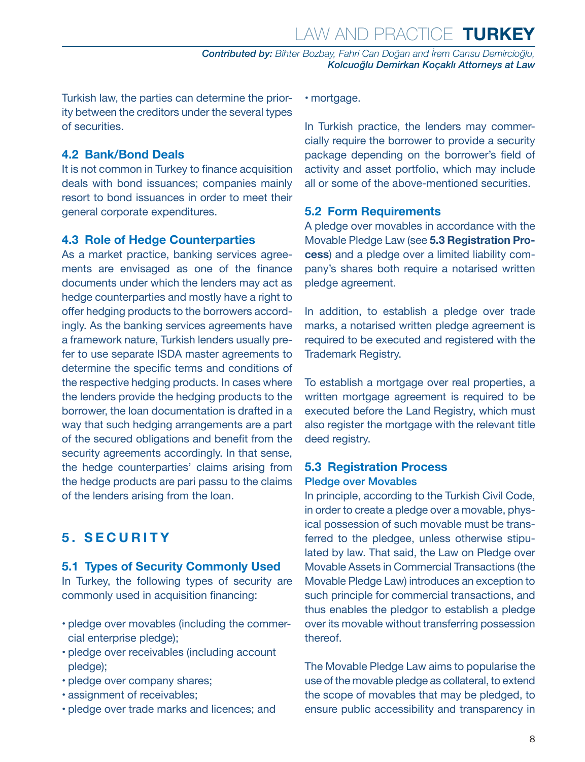Turkish law, the parties can determine the priority between the creditors under the several types of securities.

### 4.2 Bank/Bond Deals

It is not common in Turkey to finance acquisition deals with bond issuances; companies mainly resort to bond issuances in order to meet their general corporate expenditures.

### 4.3 Role of Hedge Counterparties

As a market practice, banking services agreements are envisaged as one of the finance documents under which the lenders may act as hedge counterparties and mostly have a right to offer hedging products to the borrowers accordingly. As the banking services agreements have a framework nature, Turkish lenders usually prefer to use separate ISDA master agreements to determine the specific terms and conditions of the respective hedging products. In cases where the lenders provide the hedging products to the borrower, the loan documentation is drafted in a way that such hedging arrangements are a part of the secured obligations and benefit from the security agreements accordingly. In that sense, the hedge counterparties' claims arising from the hedge products are pari passu to the claims of the lenders arising from the loan.

## 5. SECURITY

### 5.1 Types of Security Commonly Used

In Turkey, the following types of security are commonly used in acquisition financing:

- pledge over movables (including the commercial enterprise pledge);
- pledge over receivables (including account pledge);
- pledge over company shares;
- assignment of receivables;
- pledge over trade marks and licences; and
- mortgage.

In Turkish practice, the lenders may commercially require the borrower to provide a security package depending on the borrower's field of activity and asset portfolio, which may include all or some of the above-mentioned securities.

### 5.2 Form Requirements

A pledge over movables in accordance with the Movable Pledge Law (see **5.3 Registration Process**) and a pledge over a limited liability company's shares both require a notarised written pledge agreement.

In addition, to establish a pledge over trade marks, a notarised written pledge agreement is required to be executed and registered with the Trademark Registry.

To establish a mortgage over real properties, a written mortgage agreement is required to be executed before the Land Registry, which must also register the mortgage with the relevant title deed registry.

### 5.3 Registration Process

#### Pledge over Movables

In principle, according to the Turkish Civil Code, in order to create a pledge over a movable, physical possession of such movable must be transferred to the pledgee, unless otherwise stipulated by law. That said, the Law on Pledge over Movable Assets in Commercial Transactions (the Movable Pledge Law) introduces an exception to such principle for commercial transactions, and thus enables the pledgor to establish a pledge over its movable without transferring possession thereof.

The Movable Pledge Law aims to popularise the use of the movable pledge as collateral, to extend the scope of movables that may be pledged, to ensure public accessibility and transparency in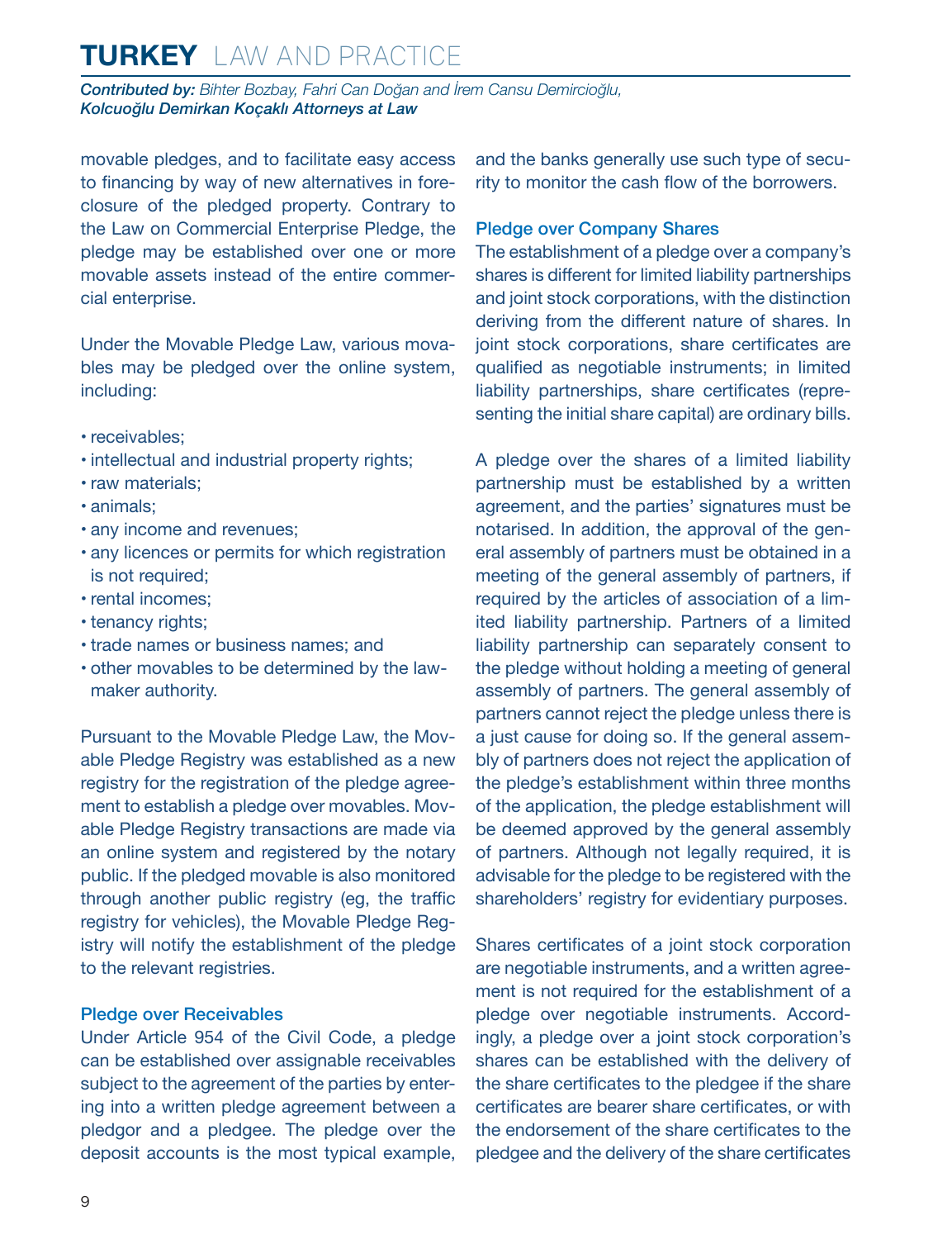movable pledges, and to facilitate easy access to financing by way of new alternatives in foreclosure of the pledged property. Contrary to the Law on Commercial Enterprise Pledge, the pledge may be established over one or more movable assets instead of the entire commercial enterprise.

Under the Movable Pledge Law, various movables may be pledged over the online system, including:

- receivables;
- intellectual and industrial property rights;
- raw materials;
- animals;
- any income and revenues;
- any licences or permits for which registration is not required;
- rental incomes;
- tenancy rights;
- trade names or business names; and
- other movables to be determined by the lawmaker authority.

Pursuant to the Movable Pledge Law, the Movable Pledge Registry was established as a new registry for the registration of the pledge agreement to establish a pledge over movables. Movable Pledge Registry transactions are made via an online system and registered by the notary public. If the pledged movable is also monitored through another public registry (eg, the traffic registry for vehicles), the Movable Pledge Registry will notify the establishment of the pledge to the relevant registries.

### Pledge over Receivables

Under Article 954 of the Civil Code, a pledge can be established over assignable receivables subject to the agreement of the parties by entering into a written pledge agreement between a pledgor and a pledgee. The pledge over the deposit accounts is the most typical example, and the banks generally use such type of security to monitor the cash flow of the borrowers.

### Pledge over Company Shares

The establishment of a pledge over a company's shares is different for limited liability partnerships and joint stock corporations, with the distinction deriving from the different nature of shares. In joint stock corporations, share certificates are qualified as negotiable instruments; in limited liability partnerships, share certificates (representing the initial share capital) are ordinary bills.

A pledge over the shares of a limited liability partnership must be established by a written agreement, and the parties' signatures must be notarised. In addition, the approval of the general assembly of partners must be obtained in a meeting of the general assembly of partners, if required by the articles of association of a limited liability partnership. Partners of a limited liability partnership can separately consent to the pledge without holding a meeting of general assembly of partners. The general assembly of partners cannot reject the pledge unless there is a just cause for doing so. If the general assembly of partners does not reject the application of the pledge's establishment within three months of the application, the pledge establishment will be deemed approved by the general assembly of partners. Although not legally required, it is advisable for the pledge to be registered with the shareholders' registry for evidentiary purposes.

Shares certificates of a joint stock corporation are negotiable instruments, and a written agreement is not required for the establishment of a pledge over negotiable instruments. Accordingly, a pledge over a joint stock corporation's shares can be established with the delivery of the share certificates to the pledgee if the share certificates are bearer share certificates, or with the endorsement of the share certificates to the pledgee and the delivery of the share certificates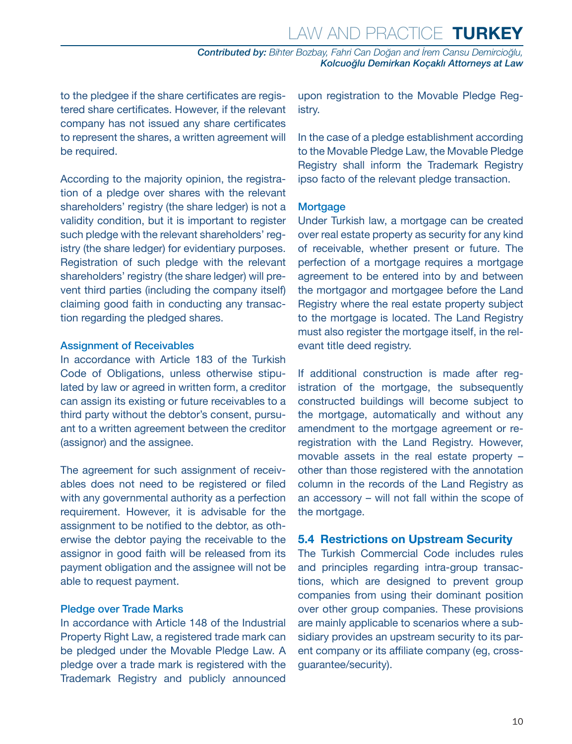to the pledgee if the share certificates are registered share certificates. However, if the relevant company has not issued any share certificates to represent the shares, a written agreement will be required.

According to the majority opinion, the registration of a pledge over shares with the relevant shareholders' registry (the share ledger) is not a validity condition, but it is important to register such pledge with the relevant shareholders' registry (the share ledger) for evidentiary purposes. Registration of such pledge with the relevant shareholders' registry (the share ledger) will prevent third parties (including the company itself) claiming good faith in conducting any transaction regarding the pledged shares.

#### Assignment of Receivables

In accordance with Article 183 of the Turkish Code of Obligations, unless otherwise stipulated by law or agreed in written form, a creditor can assign its existing or future receivables to a third party without the debtor's consent, pursuant to a written agreement between the creditor (assignor) and the assignee.

The agreement for such assignment of receivables does not need to be registered or filed with any governmental authority as a perfection requirement. However, it is advisable for the assignment to be notified to the debtor, as otherwise the debtor paying the receivable to the assignor in good faith will be released from its payment obligation and the assignee will not be able to request payment.

#### Pledge over Trade Marks

In accordance with Article 148 of the Industrial Property Right Law, a registered trade mark can be pledged under the Movable Pledge Law. A pledge over a trade mark is registered with the Trademark Registry and publicly announced upon registration to the Movable Pledge Registry.

In the case of a pledge establishment according to the Movable Pledge Law, the Movable Pledge Registry shall inform the Trademark Registry ipso facto of the relevant pledge transaction.

#### Mortgage

Under Turkish law, a mortgage can be created over real estate property as security for any kind of receivable, whether present or future. The perfection of a mortgage requires a mortgage agreement to be entered into by and between the mortgagor and mortgagee before the Land Registry where the real estate property subject to the mortgage is located. The Land Registry must also register the mortgage itself, in the relevant title deed registry.

If additional construction is made after registration of the mortgage, the subsequently constructed buildings will become subject to the mortgage, automatically and without any amendment to the mortgage agreement or re-registration with the Land Registry. However, movable assets in the real estate property – other than those registered with the annotation column in the records of the Land Registry as an accessory – will not fall within the scope of the mortgage.

### 5.4 Restrictions on Upstream Security

The Turkish Commercial Code includes rules and principles regarding intra-group transactions, which are designed to prevent group companies from using their dominant position over other group companies. These provisions are mainly applicable to scenarios where a subsidiary provides an upstream security to its parent company or its affiliate company (eg, cross-guarantee/security).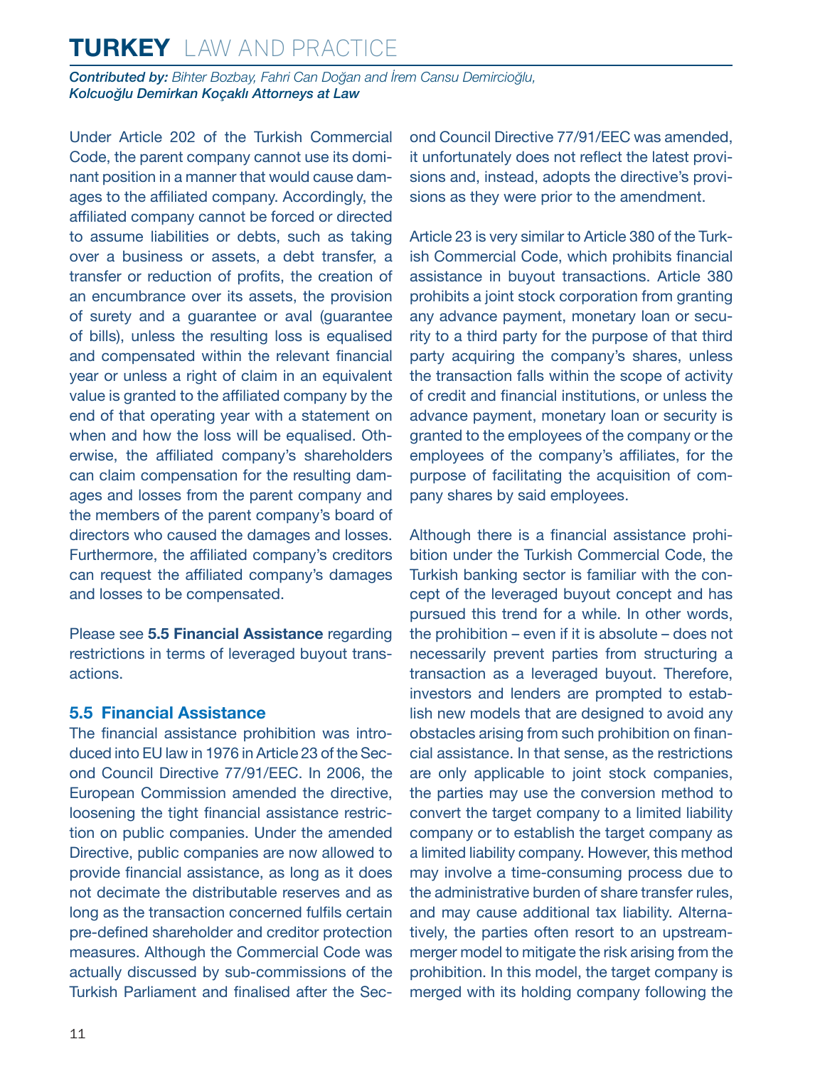Under Article 202 of the Turkish Commercial Code, the parent company cannot use its dominant position in a manner that would cause damages to the affiliated company. Accordingly, the affiliated company cannot be forced or directed to assume liabilities or debts, such as taking over a business or assets, a debt transfer, a transfer or reduction of profits, the creation of an encumbrance over its assets, the provision of surety and a guarantee or aval (guarantee of bills), unless the resulting loss is equalised and compensated within the relevant financial year or unless a right of claim in an equivalent value is granted to the affiliated company by the end of that operating year with a statement on when and how the loss will be equalised. Otherwise, the affiliated company's shareholders can claim compensation for the resulting damages and losses from the parent company and the members of the parent company's board of directors who caused the damages and losses. Furthermore, the affiliated company's creditors can request the affiliated company's damages and losses to be compensated.

Please see **5.5 Financial Assistance** regarding restrictions in terms of leveraged buyout transactions.

## 5.5 Financial Assistance

The financial assistance prohibition was introduced into EU law in 1976 in Article 23 of the Second Council Directive 77/91/EEC. In 2006, the European Commission amended the directive, loosening the tight financial assistance restriction on public companies. Under the amended Directive, public companies are now allowed to provide financial assistance, as long as it does not decimate the distributable reserves and as long as the transaction concerned fulfils certain pre-defined shareholder and creditor protection measures. Although the Commercial Code was actually discussed by sub-commissions of the Turkish Parliament and finalised after the Second Council Directive 77/91/EEC was amended, it unfortunately does not reflect the latest provisions and, instead, adopts the directive's provisions as they were prior to the amendment.

Article 23 is very similar to Article 380 of the Turkish Commercial Code, which prohibits financial assistance in buyout transactions. Article 380 prohibits a joint stock corporation from granting any advance payment, monetary loan or security to a third party for the purpose of that third party acquiring the company's shares, unless the transaction falls within the scope of activity of credit and financial institutions, or unless the advance payment, monetary loan or security is granted to the employees of the company or the employees of the company's affiliates, for the purpose of facilitating the acquisition of company shares by said employees.

Although there is a financial assistance prohibition under the Turkish Commercial Code, the Turkish banking sector is familiar with the concept of the leveraged buyout concept and has pursued this trend for a while. In other words, the prohibition – even if it is absolute – does not necessarily prevent parties from structuring a transaction as a leveraged buyout. Therefore, investors and lenders are prompted to establish new models that are designed to avoid any obstacles arising from such prohibition on financial assistance. In that sense, as the restrictions are only applicable to joint stock companies, the parties may use the conversion method to convert the target company to a limited liability company or to establish the target company as a limited liability company. However, this method may involve a time-consuming process due to the administrative burden of share transfer rules, and may cause additional tax liability. Alternatively, the parties often resort to an upstream-merger model to mitigate the risk arising from the prohibition. In this model, the target company is merged with its holding company following the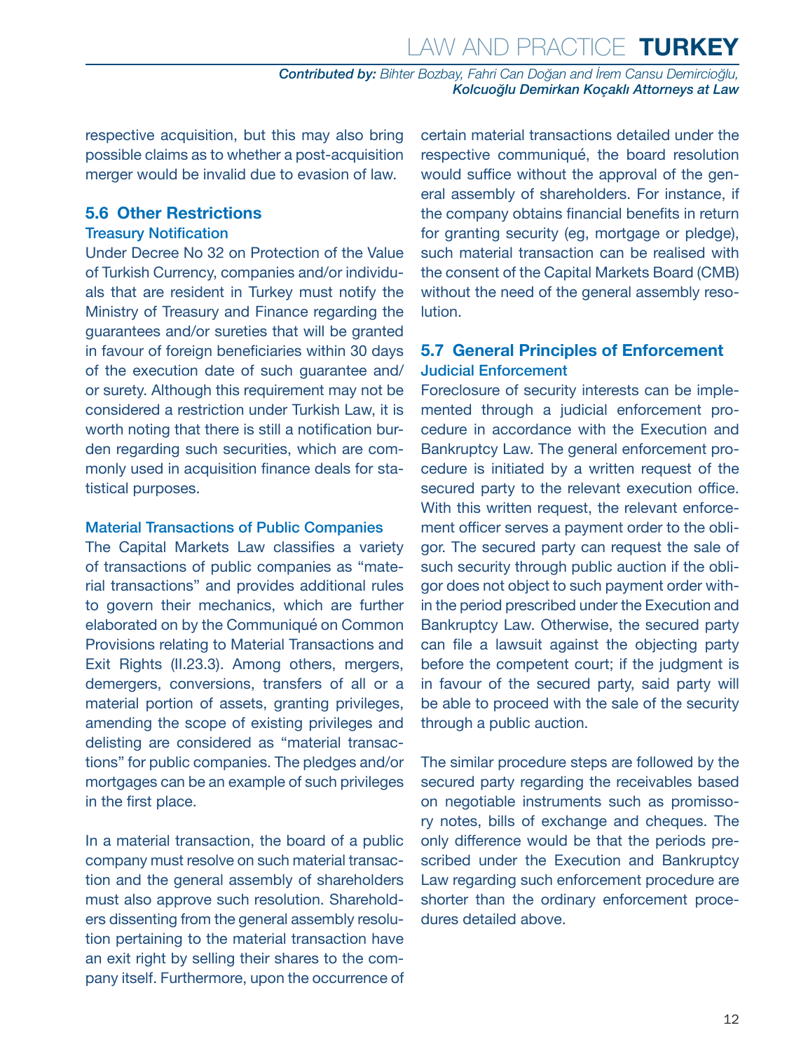respective acquisition, but this may also bring possible claims as to whether a post-acquisition merger would be invalid due to evasion of law.

## 5.6 Other Restrictions

### Treasury Notification

Under Decree No 32 on Protection of the Value of Turkish Currency, companies and/or individuals that are resident in Turkey must notify the Ministry of Treasury and Finance regarding the guarantees and/or sureties that will be granted in favour of foreign beneficiaries within 30 days of the execution date of such guarantee and/or surety. Although this requirement may not be considered a restriction under Turkish Law, it is worth noting that there is still a notification burden regarding such securities, which are commonly used in acquisition finance deals for statistical purposes.

### Material Transactions of Public Companies

The Capital Markets Law classifies a variety of transactions of public companies as "material transactions" and provides additional rules to govern their mechanics, which are further elaborated on by the Communiqué on Common Provisions relating to Material Transactions and Exit Rights (II.23.3). Among others, mergers, demergers, conversions, transfers of all or a material portion of assets, granting privileges, amending the scope of existing privileges and delisting are considered as "material transactions" for public companies. The pledges and/or mortgages can be an example of such privileges in the first place.

In a material transaction, the board of a public company must resolve on such material transaction and the general assembly of shareholders must also approve such resolution. Shareholders dissenting from the general assembly resolution pertaining to the material transaction have an exit right by selling their shares to the company itself. Furthermore, upon the occurrence of certain material transactions detailed under the respective communiqué, the board resolution would suffice without the approval of the general assembly of shareholders. For instance, if the company obtains financial benefits in return for granting security (eg, mortgage or pledge), such material transaction can be realised with the consent of the Capital Markets Board (CMB) without the need of the general assembly resolution.

## 5.7 General Principles of Enforcement

### Judicial Enforcement

Foreclosure of security interests can be implemented through a judicial enforcement procedure in accordance with the Execution and Bankruptcy Law. The general enforcement procedure is initiated by a written request of the secured party to the relevant execution office. With this written request, the relevant enforcement officer serves a payment order to the obligor. The secured party can request the sale of such security through public auction if the obligor does not object to such payment order within the period prescribed under the Execution and Bankruptcy Law. Otherwise, the secured party can file a lawsuit against the objecting party before the competent court; if the judgment is in favour of the secured party, said party will be able to proceed with the sale of the security through a public auction.

The similar procedure steps are followed by the secured party regarding the receivables based on negotiable instruments such as promissory notes, bills of exchange and cheques. The only difference would be that the periods prescribed under the Execution and Bankruptcy Law regarding such enforcement procedure are shorter than the ordinary enforcement procedures detailed above.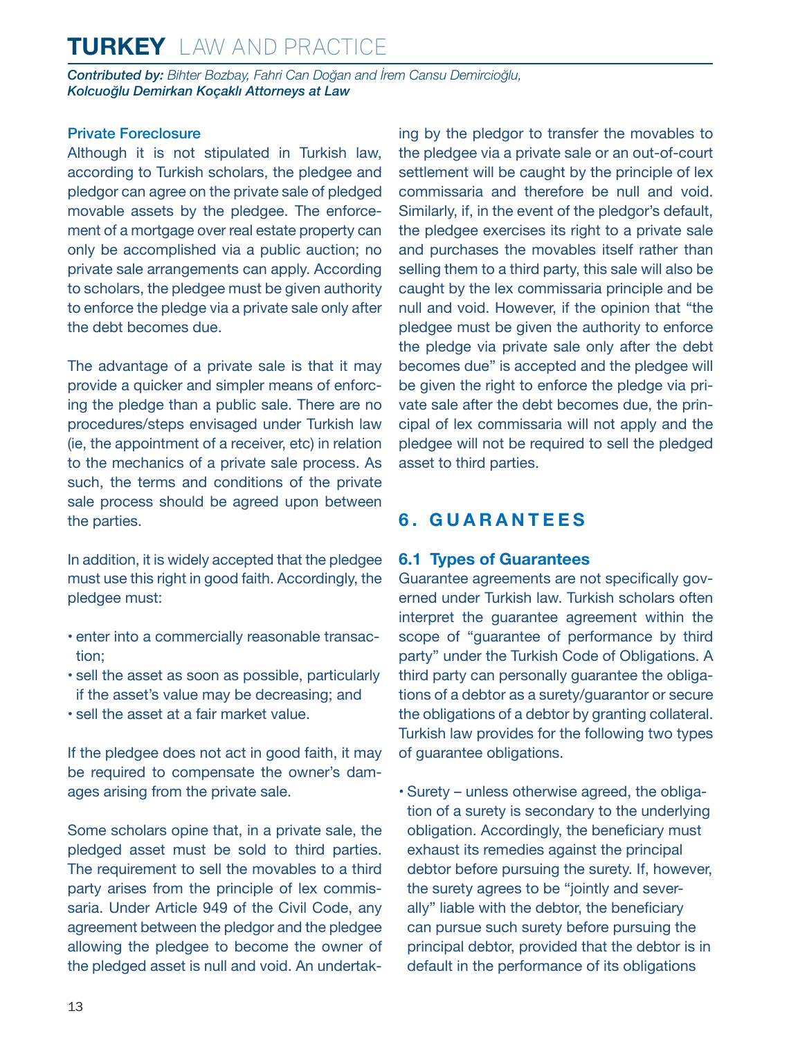### Private Foreclosure

Although it is not stipulated in Turkish law, according to Turkish scholars, the pledgee and pledgor can agree on the private sale of pledged movable assets by the pledgee. The enforcement of a mortgage over real estate property can only be accomplished via a public auction; no private sale arrangements can apply. According to scholars, the pledgee must be given authority to enforce the pledge via a private sale only after the debt becomes due.

The advantage of a private sale is that it may provide a quicker and simpler means of enforcing the pledge than a public sale. There are no procedures/steps envisaged under Turkish law (ie, the appointment of a receiver, etc) in relation to the mechanics of a private sale process. As such, the terms and conditions of the private sale process should be agreed upon between the parties.

In addition, it is widely accepted that the pledgee must use this right in good faith. Accordingly, the pledgee must:

- enter into a commercially reasonable transaction;
- sell the asset as soon as possible, particularly if the asset's value may be decreasing; and
- sell the asset at a fair market value.

If the pledgee does not act in good faith, it may be required to compensate the owner's damages arising from the private sale.

Some scholars opine that, in a private sale, the pledged asset must be sold to third parties. The requirement to sell the movables to a third party arises from the principle of lex commissaria. Under Article 949 of the Civil Code, any agreement between the pledgor and the pledgee allowing the pledgee to become the owner of the pledged asset is null and void. An undertaking by the pledgor to transfer the movables to the pledgee via a private sale or an out-of-court settlement will be caught by the principle of lex commissaria and therefore be null and void. Similarly, if, in the event of the pledgor's default, the pledgee exercises its right to a private sale and purchases the movables itself rather than selling them to a third party, this sale will also be caught by the lex commissaria principle and be null and void. However, if the opinion that "the pledgee must be given the authority to enforce the pledge via private sale only after the debt becomes due" is accepted and the pledgee will be given the right to enforce the pledge via private sale after the debt becomes due, the principal of lex commissaria will not apply and the pledgee will not be required to sell the pledged asset to third parties.

## 6. GUARANTEES

### 6.1 Types of Guarantees

Guarantee agreements are not specifically governed under Turkish law. Turkish scholars often interpret the guarantee agreement within the scope of "guarantee of performance by third party" under the Turkish Code of Obligations. A third party can personally guarantee the obligations of a debtor as a surety/guarantor or secure the obligations of a debtor by granting collateral. Turkish law provides for the following two types of guarantee obligations.

- Surety – unless otherwise agreed, the obligation of a surety is secondary to the underlying obligation. Accordingly, the beneficiary must exhaust its remedies against the principal debtor before pursuing the surety. If, however, the surety agrees to be "jointly and severally" liable with the debtor, the beneficiary can pursue such surety before pursuing the principal debtor, provided that the debtor is in default in the performance of its obligations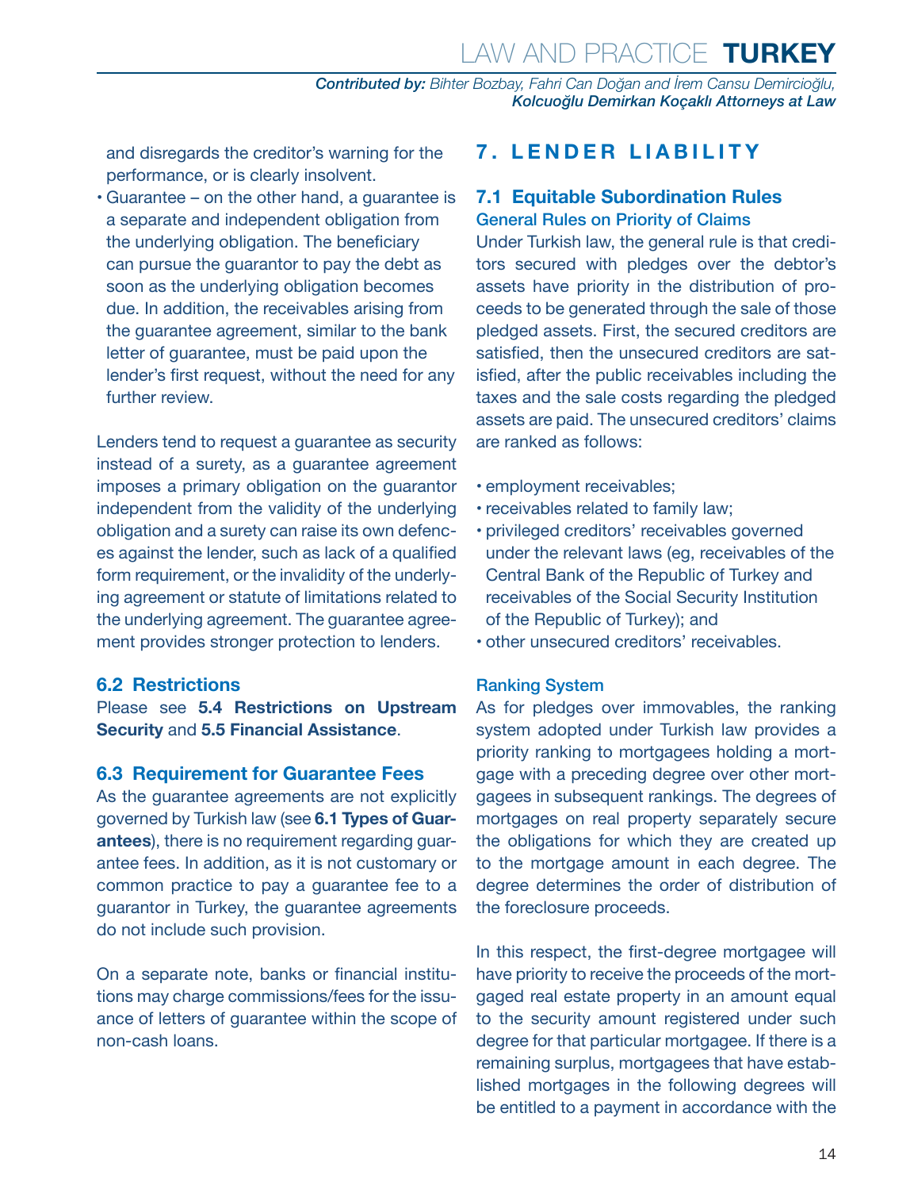and disregards the creditor's warning for the performance, or is clearly insolvent.
- Guarantee – on the other hand, a guarantee is a separate and independent obligation from the underlying obligation. The beneficiary can pursue the guarantor to pay the debt as soon as the underlying obligation becomes due. In addition, the receivables arising from the guarantee agreement, similar to the bank letter of guarantee, must be paid upon the lender's first request, without the need for any further review.

Lenders tend to request a guarantee as security instead of a surety, as a guarantee agreement imposes a primary obligation on the guarantor independent from the validity of the underlying obligation and a surety can raise its own defences against the lender, such as lack of a qualified form requirement, or the invalidity of the underlying agreement or statute of limitations related to the underlying agreement. The guarantee agreement provides stronger protection to lenders.

### 6.2 Restrictions

Please see **5.4 Restrictions on Upstream Security** and **5.5 Financial Assistance**.

### 6.3 Requirement for Guarantee Fees

As the guarantee agreements are not explicitly governed by Turkish law (see **6.1 Types of Guarantees**), there is no requirement regarding guarantee fees. In addition, as it is not customary or common practice to pay a guarantee fee to a guarantor in Turkey, the guarantee agreements do not include such provision.

On a separate note, banks or financial institutions may charge commissions/fees for the issuance of letters of guarantee within the scope of non-cash loans.

## 7. LENDER LIABILITY

### 7.1 Equitable Subordination Rules

#### General Rules on Priority of Claims

Under Turkish law, the general rule is that creditors secured with pledges over the debtor's assets have priority in the distribution of proceeds to be generated through the sale of those pledged assets. First, the secured creditors are satisfied, then the unsecured creditors are satisfied, after the public receivables including the taxes and the sale costs regarding the pledged assets are paid. The unsecured creditors' claims are ranked as follows:

- employment receivables;
- receivables related to family law;
- privileged creditors' receivables governed under the relevant laws (eg, receivables of the Central Bank of the Republic of Turkey and receivables of the Social Security Institution of the Republic of Turkey); and
- other unsecured creditors' receivables.

#### Ranking System

As for pledges over immovables, the ranking system adopted under Turkish law provides a priority ranking to mortgagees holding a mortgage with a preceding degree over other mortgagees in subsequent rankings. The degrees of mortgages on real property separately secure the obligations for which they are created up to the mortgage amount in each degree. The degree determines the order of distribution of the foreclosure proceeds.

In this respect, the first-degree mortgagee will have priority to receive the proceeds of the mortgaged real estate property in an amount equal to the security amount registered under such degree for that particular mortgagee. If there is a remaining surplus, mortgagees that have established mortgages in the following degrees will be entitled to a payment in accordance with the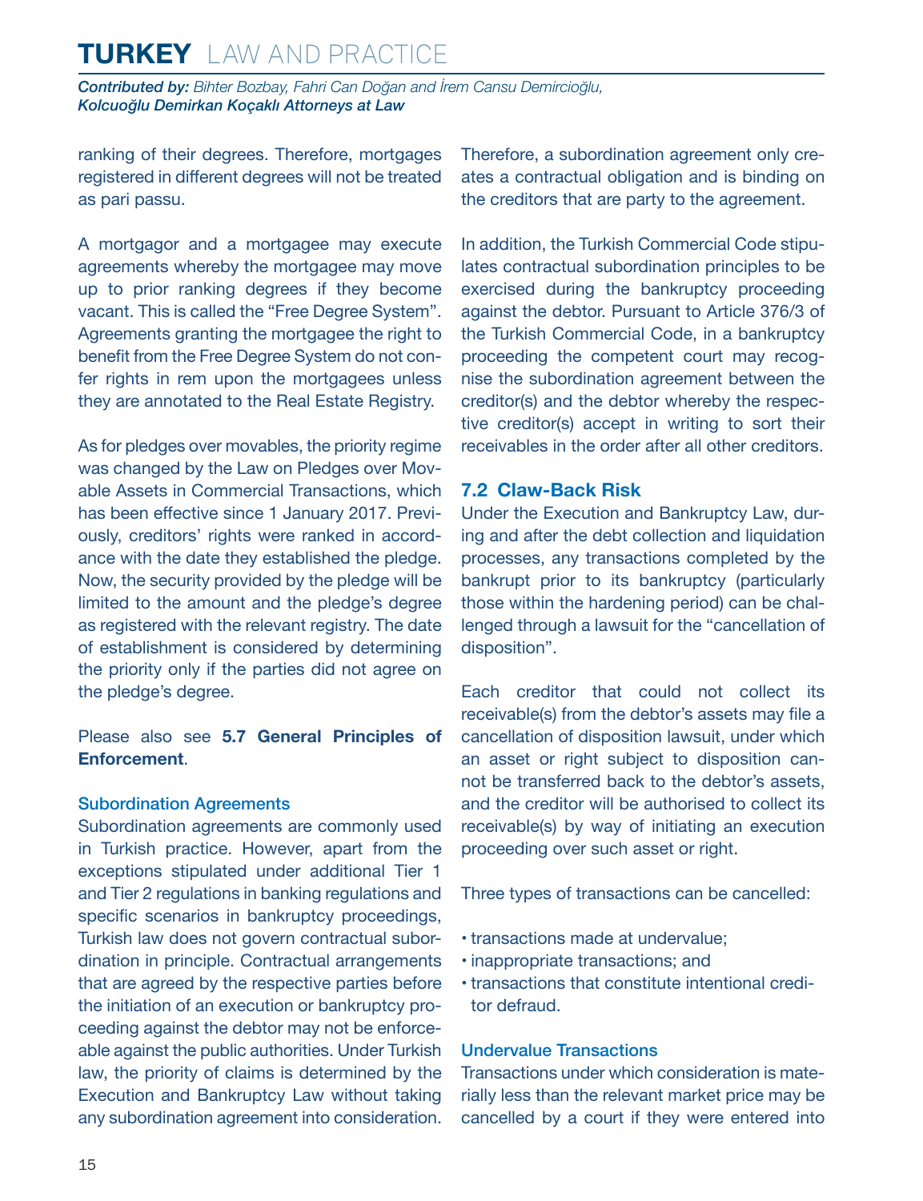ranking of their degrees. Therefore, mortgages registered in different degrees will not be treated as pari passu.

A mortgagor and a mortgagee may execute agreements whereby the mortgagee may move up to prior ranking degrees if they become vacant. This is called the "Free Degree System". Agreements granting the mortgagee the right to benefit from the Free Degree System do not confer rights in rem upon the mortgagees unless they are annotated to the Real Estate Registry.

As for pledges over movables, the priority regime was changed by the Law on Pledges over Movable Assets in Commercial Transactions, which has been effective since 1 January 2017. Previously, creditors' rights were ranked in accordance with the date they established the pledge. Now, the security provided by the pledge will be limited to the amount and the pledge's degree as registered with the relevant registry. The date of establishment is considered by determining the priority only if the parties did not agree on the pledge's degree.

Please also see **5.7 General Principles of Enforcement**.

### Subordination Agreements

Subordination agreements are commonly used in Turkish practice. However, apart from the exceptions stipulated under additional Tier 1 and Tier 2 regulations in banking regulations and specific scenarios in bankruptcy proceedings, Turkish law does not govern contractual subordination in principle. Contractual arrangements that are agreed by the respective parties before the initiation of an execution or bankruptcy proceeding against the debtor may not be enforceable against the public authorities. Under Turkish law, the priority of claims is determined by the Execution and Bankruptcy Law without taking any subordination agreement into consideration. Therefore, a subordination agreement only creates a contractual obligation and is binding on the creditors that are party to the agreement.

In addition, the Turkish Commercial Code stipulates contractual subordination principles to be exercised during the bankruptcy proceeding against the debtor. Pursuant to Article 376/3 of the Turkish Commercial Code, in a bankruptcy proceeding the competent court may recognise the subordination agreement between the creditor(s) and the debtor whereby the respective creditor(s) accept in writing to sort their receivables in the order after all other creditors.

## 7.2 Claw-Back Risk

Under the Execution and Bankruptcy Law, during and after the debt collection and liquidation processes, any transactions completed by the bankrupt prior to its bankruptcy (particularly those within the hardening period) can be challenged through a lawsuit for the "cancellation of disposition".

Each creditor that could not collect its receivable(s) from the debtor's assets may file a cancellation of disposition lawsuit, under which an asset or right subject to disposition cannot be transferred back to the debtor's assets, and the creditor will be authorised to collect its receivable(s) by way of initiating an execution proceeding over such asset or right.

Three types of transactions can be cancelled:

- transactions made at undervalue;
- inappropriate transactions; and
- transactions that constitute intentional creditor defraud.

### Undervalue Transactions

Transactions under which consideration is materially less than the relevant market price may be cancelled by a court if they were entered into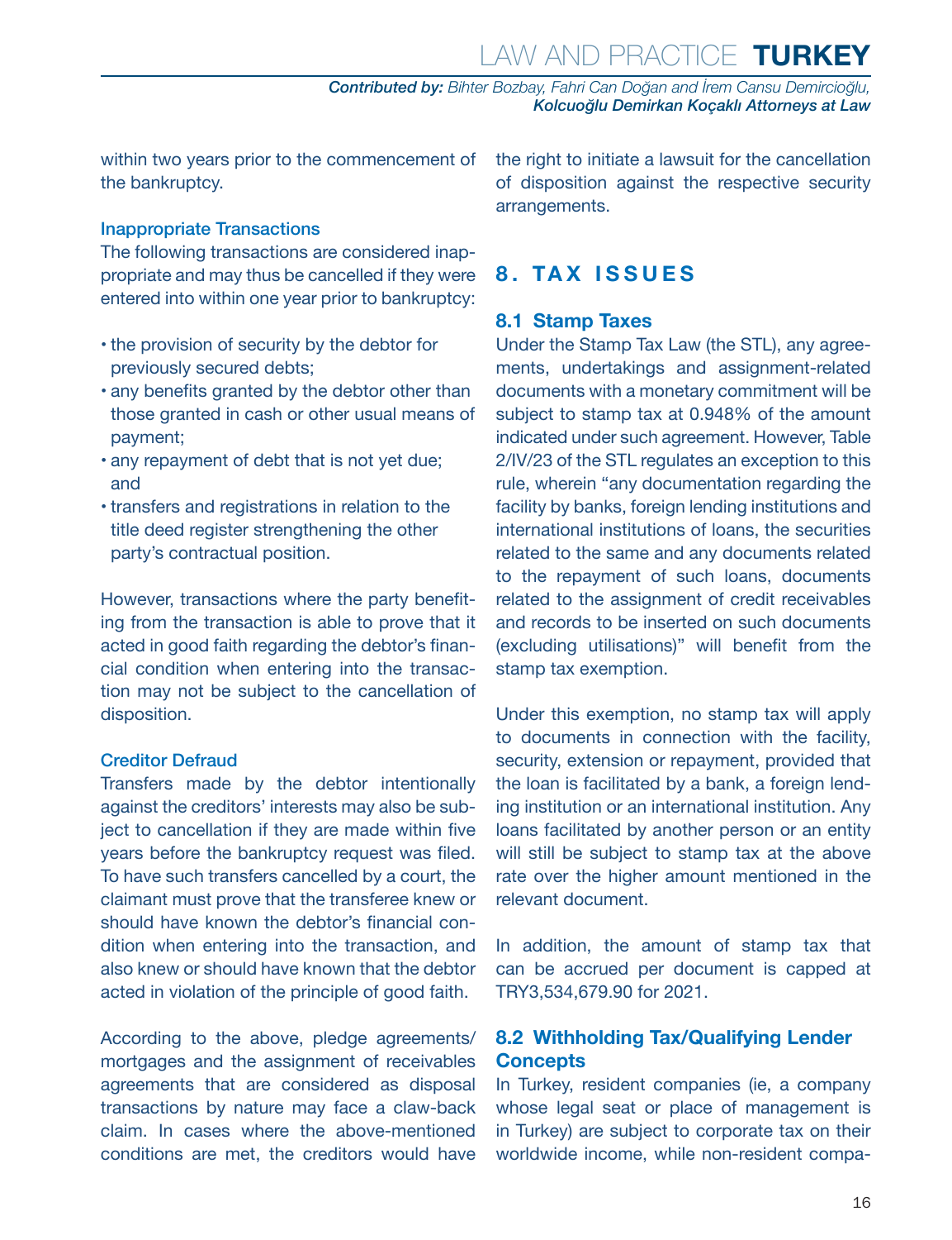within two years prior to the commencement of the bankruptcy.

### Inappropriate Transactions

The following transactions are considered inappropriate and may thus be cancelled if they were entered into within one year prior to bankruptcy:

- the provision of security by the debtor for previously secured debts;
- any benefits granted by the debtor other than those granted in cash or other usual means of payment;
- any repayment of debt that is not yet due; and
- transfers and registrations in relation to the title deed register strengthening the other party's contractual position.

However, transactions where the party benefiting from the transaction is able to prove that it acted in good faith regarding the debtor's financial condition when entering into the transaction may not be subject to the cancellation of disposition.

### Creditor Defraud

Transfers made by the debtor intentionally against the creditors' interests may also be subject to cancellation if they are made within five years before the bankruptcy request was filed. To have such transfers cancelled by a court, the claimant must prove that the transferee knew or should have known the debtor's financial condition when entering into the transaction, and also knew or should have known that the debtor acted in violation of the principle of good faith.

According to the above, pledge agreements/mortgages and the assignment of receivables agreements that are considered as disposal transactions by nature may face a claw-back claim. In cases where the above-mentioned conditions are met, the creditors would have the right to initiate a lawsuit for the cancellation of disposition against the respective security arrangements.

# 8. TAX ISSUES

## 8.1 Stamp Taxes

Under the Stamp Tax Law (the STL), any agreements, undertakings and assignment-related documents with a monetary commitment will be subject to stamp tax at 0.948% of the amount indicated under such agreement. However, Table 2/IV/23 of the STL regulates an exception to this rule, wherein "any documentation regarding the facility by banks, foreign lending institutions and international institutions of loans, the securities related to the same and any documents related to the repayment of such loans, documents related to the assignment of credit receivables and records to be inserted on such documents (excluding utilisations)" will benefit from the stamp tax exemption.

Under this exemption, no stamp tax will apply to documents in connection with the facility, security, extension or repayment, provided that the loan is facilitated by a bank, a foreign lending institution or an international institution. Any loans facilitated by another person or an entity will still be subject to stamp tax at the above rate over the higher amount mentioned in the relevant document.

In addition, the amount of stamp tax that can be accrued per document is capped at TRY3,534,679.90 for 2021.

## 8.2 Withholding Tax/Qualifying Lender Concepts

In Turkey, resident companies (ie, a company whose legal seat or place of management is in Turkey) are subject to corporate tax on their worldwide income, while non-resident compa-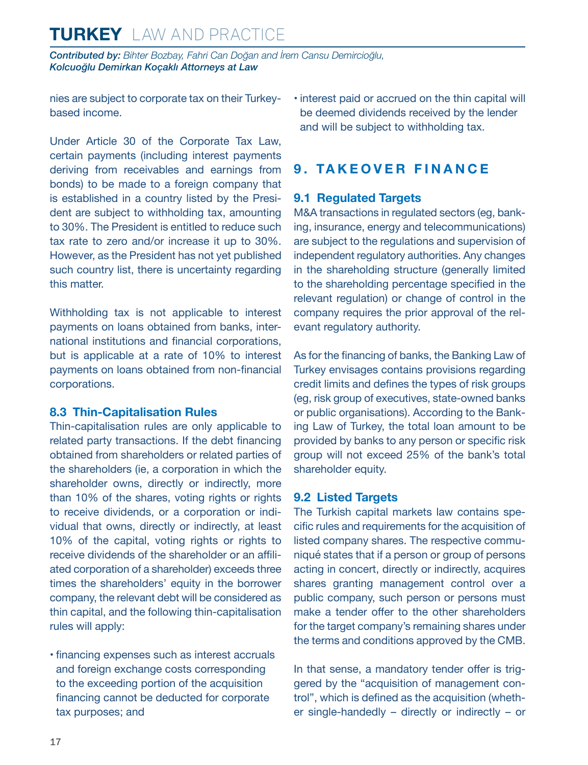nies are subject to corporate tax on their Turkey-based income.

Under Article 30 of the Corporate Tax Law, certain payments (including interest payments deriving from receivables and earnings from bonds) to be made to a foreign company that is established in a country listed by the President are subject to withholding tax, amounting to 30%. The President is entitled to reduce such tax rate to zero and/or increase it up to 30%. However, as the President has not yet published such country list, there is uncertainty regarding this matter.

Withholding tax is not applicable to interest payments on loans obtained from banks, international institutions and financial corporations, but is applicable at a rate of 10% to interest payments on loans obtained from non-financial corporations.

### 8.3 Thin-Capitalisation Rules

Thin-capitalisation rules are only applicable to related party transactions. If the debt financing obtained from shareholders or related parties of the shareholders (ie, a corporation in which the shareholder owns, directly or indirectly, more than 10% of the shares, voting rights or rights to receive dividends, or a corporation or individual that owns, directly or indirectly, at least 10% of the capital, voting rights or rights to receive dividends of the shareholder or an affiliated corporation of a shareholder) exceeds three times the shareholders' equity in the borrower company, the relevant debt will be considered as thin capital, and the following thin-capitalisation rules will apply:

- financing expenses such as interest accruals and foreign exchange costs corresponding to the exceeding portion of the acquisition financing cannot be deducted for corporate tax purposes; and
- interest paid or accrued on the thin capital will be deemed dividends received by the lender and will be subject to withholding tax.

## 9. TAKEOVER FINANCE

### 9.1 Regulated Targets

M&A transactions in regulated sectors (eg, banking, insurance, energy and telecommunications) are subject to the regulations and supervision of independent regulatory authorities. Any changes in the shareholding structure (generally limited to the shareholding percentage specified in the relevant regulation) or change of control in the company requires the prior approval of the relevant regulatory authority.

As for the financing of banks, the Banking Law of Turkey envisages contains provisions regarding credit limits and defines the types of risk groups (eg, risk group of executives, state-owned banks or public organisations). According to the Banking Law of Turkey, the total loan amount to be provided by banks to any person or specific risk group will not exceed 25% of the bank's total shareholder equity.

### 9.2 Listed Targets

The Turkish capital markets law contains specific rules and requirements for the acquisition of listed company shares. The respective communiqué states that if a person or group of persons acting in concert, directly or indirectly, acquires shares granting management control over a public company, such person or persons must make a tender offer to the other shareholders for the target company's remaining shares under the terms and conditions approved by the CMB.

In that sense, a mandatory tender offer is triggered by the "acquisition of management control", which is defined as the acquisition (whether single-handedly – directly or indirectly – or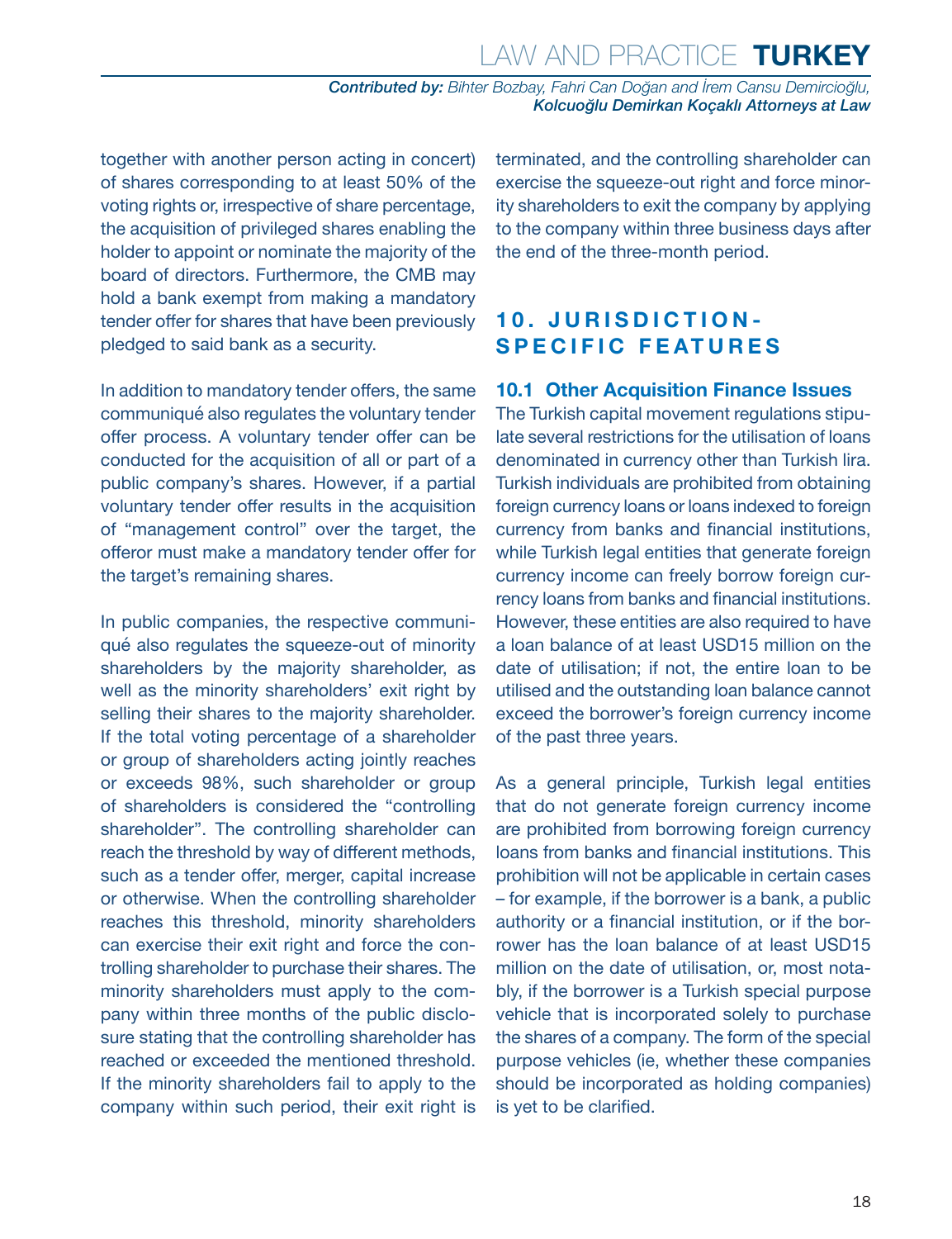together with another person acting in concert) of shares corresponding to at least 50% of the voting rights or, irrespective of share percentage, the acquisition of privileged shares enabling the holder to appoint or nominate the majority of the board of directors. Furthermore, the CMB may hold a bank exempt from making a mandatory tender offer for shares that have been previously pledged to said bank as a security.

In addition to mandatory tender offers, the same communiqué also regulates the voluntary tender offer process. A voluntary tender offer can be conducted for the acquisition of all or part of a public company's shares. However, if a partial voluntary tender offer results in the acquisition of "management control" over the target, the offeror must make a mandatory tender offer for the target's remaining shares.

In public companies, the respective communiqué also regulates the squeeze-out of minority shareholders by the majority shareholder, as well as the minority shareholders' exit right by selling their shares to the majority shareholder. If the total voting percentage of a shareholder or group of shareholders acting jointly reaches or exceeds 98%, such shareholder or group of shareholders is considered the "controlling shareholder". The controlling shareholder can reach the threshold by way of different methods, such as a tender offer, merger, capital increase or otherwise. When the controlling shareholder reaches this threshold, minority shareholders can exercise their exit right and force the controlling shareholder to purchase their shares. The minority shareholders must apply to the company within three months of the public disclosure stating that the controlling shareholder has reached or exceeded the mentioned threshold. If the minority shareholders fail to apply to the company within such period, their exit right is terminated, and the controlling shareholder can exercise the squeeze-out right and force minority shareholders to exit the company by applying to the company within three business days after the end of the three-month period.

## 10. JURISDICTION-SPECIFIC FEATURES

### 10.1 Other Acquisition Finance Issues

The Turkish capital movement regulations stipulate several restrictions for the utilisation of loans denominated in currency other than Turkish lira. Turkish individuals are prohibited from obtaining foreign currency loans or loans indexed to foreign currency from banks and financial institutions, while Turkish legal entities that generate foreign currency income can freely borrow foreign currency loans from banks and financial institutions. However, these entities are also required to have a loan balance of at least USD15 million on the date of utilisation; if not, the entire loan to be utilised and the outstanding loan balance cannot exceed the borrower's foreign currency income of the past three years.

As a general principle, Turkish legal entities that do not generate foreign currency income are prohibited from borrowing foreign currency loans from banks and financial institutions. This prohibition will not be applicable in certain cases – for example, if the borrower is a bank, a public authority or a financial institution, or if the borrower has the loan balance of at least USD15 million on the date of utilisation, or, most notably, if the borrower is a Turkish special purpose vehicle that is incorporated solely to purchase the shares of a company. The form of the special purpose vehicles (ie, whether these companies should be incorporated as holding companies) is yet to be clarified.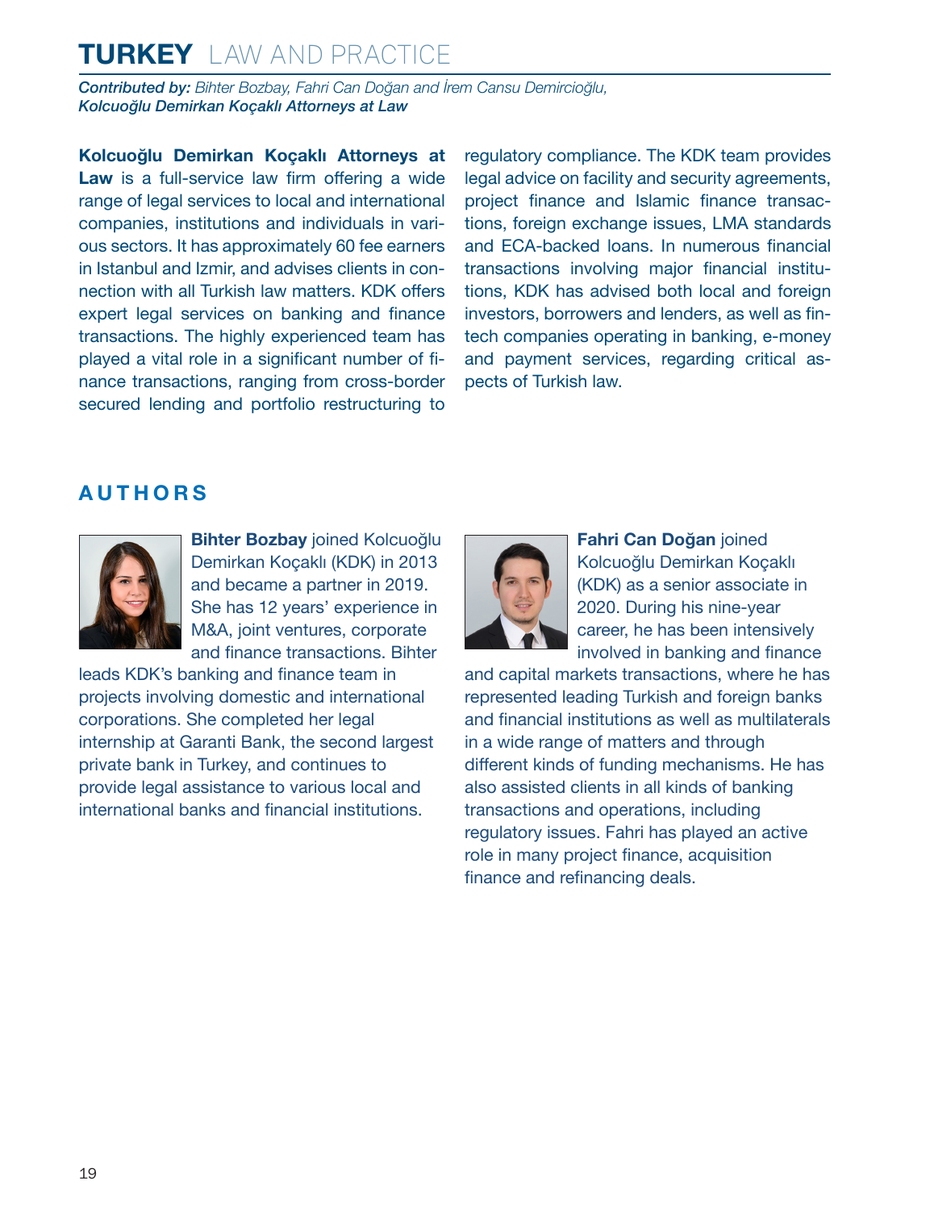*Contributed by: Bihter Bozbay, Fahri Can Doğan and İrem Cansu Demircioğlu,*
***Kolcuoğlu Demirkan Koçaklı Attorneys at Law***

**Kolcuoğlu Demirkan Koçaklı Attorneys at Law** is a full-service law firm offering a wide range of legal services to local and international companies, institutions and individuals in various sectors. It has approximately 60 fee earners in Istanbul and Izmir, and advises clients in connection with all Turkish law matters. KDK offers expert legal services on banking and finance transactions. The highly experienced team has played a vital role in a significant number of finance transactions, ranging from cross-border secured lending and portfolio restructuring to regulatory compliance. The KDK team provides legal advice on facility and security agreements, project finance and Islamic finance transactions, foreign exchange issues, LMA standards and ECA-backed loans. In numerous financial transactions involving major financial institutions, KDK has advised both local and foreign investors, borrowers and lenders, as well as fintech companies operating in banking, e-money and payment services, regarding critical aspects of Turkish law.

## AUTHORS

**Bihter Bozbay** joined Kolcuoğlu Demirkan Koçaklı (KDK) in 2013 and became a partner in 2019. She has 12 years' experience in M&A, joint ventures, corporate and finance transactions. Bihter leads KDK's banking and finance team in projects involving domestic and international corporations. She completed her legal internship at Garanti Bank, the second largest private bank in Turkey, and continues to provide legal assistance to various local and international banks and financial institutions.

**Fahri Can Doğan** joined Kolcuoğlu Demirkan Koçaklı (KDK) as a senior associate in 2020. During his nine-year career, he has been intensively involved in banking and finance and capital markets transactions, where he has represented leading Turkish and foreign banks and financial institutions as well as multilaterals in a wide range of matters and through different kinds of funding mechanisms. He has also assisted clients in all kinds of banking transactions and operations, including regulatory issues. Fahri has played an active role in many project finance, acquisition finance and refinancing deals.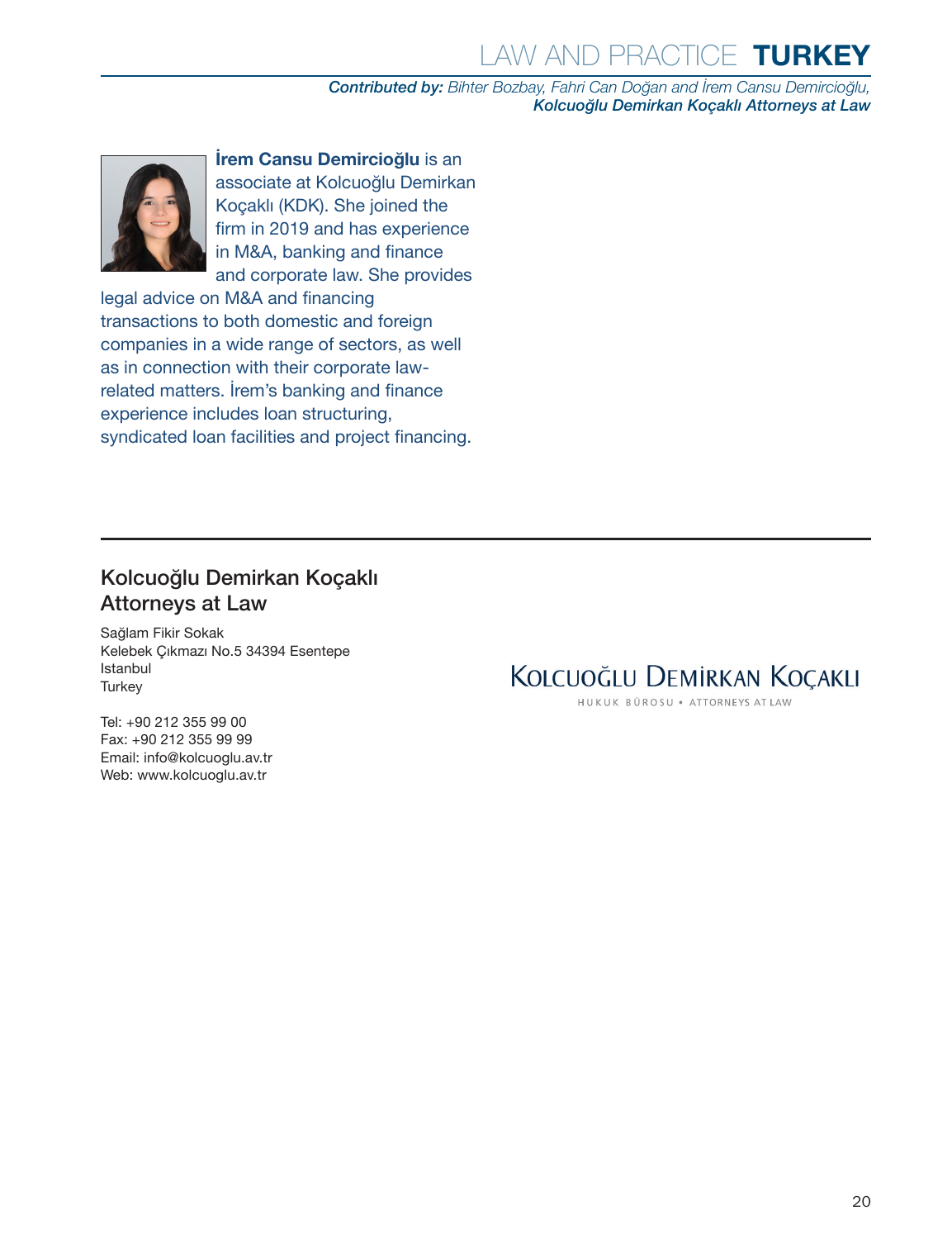**İrem Cansu Demircioğlu** is an associate at Kolcuoğlu Demirkan Koçaklı (KDK). She joined the firm in 2019 and has experience in M&A, banking and finance and corporate law. She provides legal advice on M&A and financing transactions to both domestic and foreign companies in a wide range of sectors, as well as in connection with their corporate law-related matters. İrem's banking and finance experience includes loan structuring, syndicated loan facilities and project financing.

## Kolcuoğlu Demirkan Koçaklı Attorneys at Law

Sağlam Fikir Sokak
Kelebek Çıkmazı No.5 34394 Esentepe
Istanbul
Turkey

Tel: +90 212 355 99 00
Fax: +90 212 355 99 99
Email: info@kolcuoglu.av.tr
Web: www.kolcuoglu.av.tr

KOLCUOĞLU DEMİRKAN KOÇAKLI
HUKUK BÜROSU • ATTORNEYS AT LAW